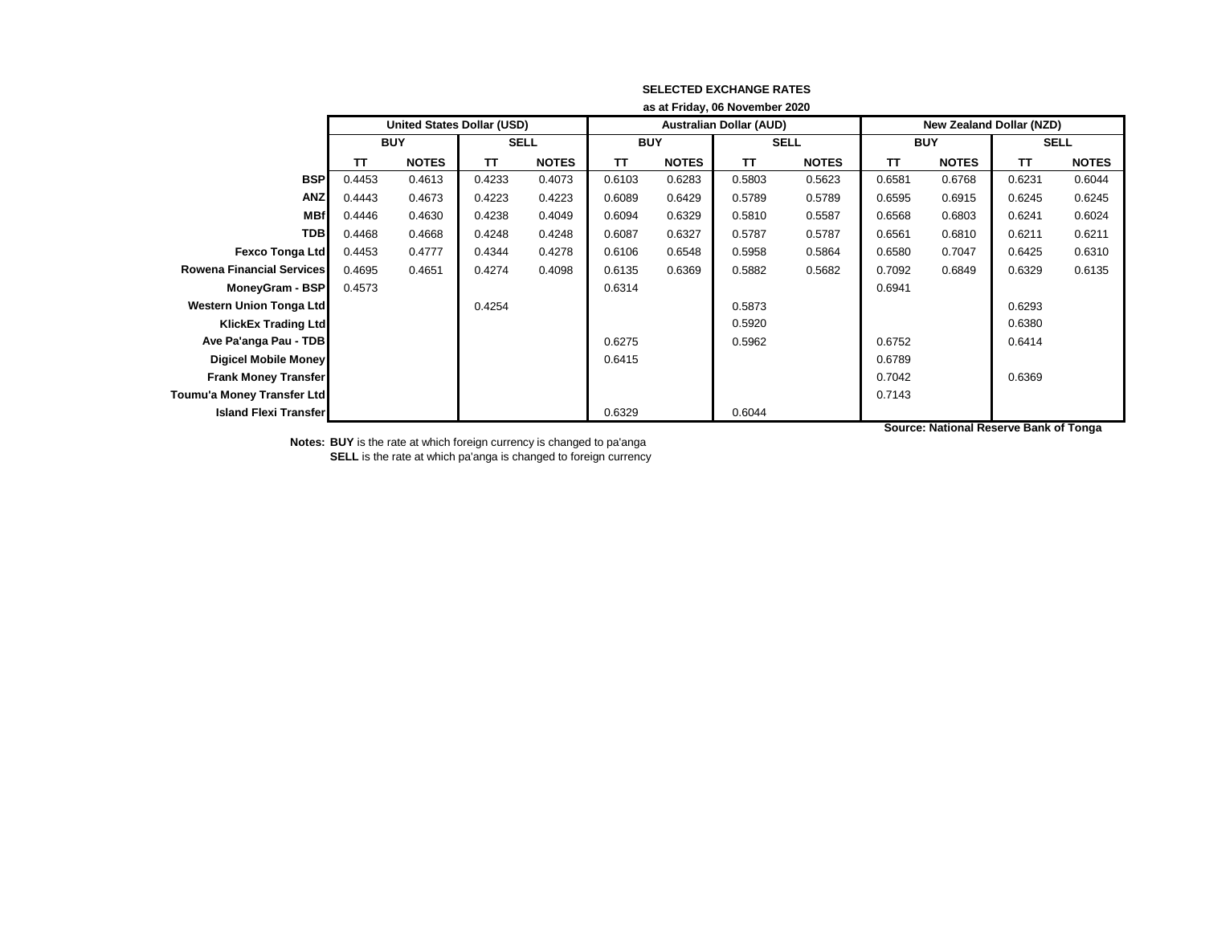**SELECTED EXCHANGE RATES**

**as at Friday, 06 November 2020**

| | United States Dollar (USD) | | | | Australian Dollar (AUD) | | | | New Zealand Dollar (NZD) | | | |
|---|---|---|---|---|---|---|---|---|---|---|---|---|
| | BUY | | SELL | | BUY | | SELL | | BUY | | SELL | |
| | TT | NOTES | TT | NOTES | TT | NOTES | TT | NOTES | TT | NOTES | TT | NOTES |
| **BSP** | 0.4453 | 0.4613 | 0.4233 | 0.4073 | 0.6103 | 0.6283 | 0.5803 | 0.5623 | 0.6581 | 0.6768 | 0.6231 | 0.6044 |
| **ANZ** | 0.4443 | 0.4673 | 0.4223 | 0.4223 | 0.6089 | 0.6429 | 0.5789 | 0.5789 | 0.6595 | 0.6915 | 0.6245 | 0.6245 |
| **MBf** | 0.4446 | 0.4630 | 0.4238 | 0.4049 | 0.6094 | 0.6329 | 0.5810 | 0.5587 | 0.6568 | 0.6803 | 0.6241 | 0.6024 |
| **TDB** | 0.4468 | 0.4668 | 0.4248 | 0.4248 | 0.6087 | 0.6327 | 0.5787 | 0.5787 | 0.6561 | 0.6810 | 0.6211 | 0.6211 |
| **Fexco Tonga Ltd** | 0.4453 | 0.4777 | 0.4344 | 0.4278 | 0.6106 | 0.6548 | 0.5958 | 0.5864 | 0.6580 | 0.7047 | 0.6425 | 0.6310 |
| **Rowena Financial Services** | 0.4695 | 0.4651 | 0.4274 | 0.4098 | 0.6135 | 0.6369 | 0.5882 | 0.5682 | 0.7092 | 0.6849 | 0.6329 | 0.6135 |
| **MoneyGram - BSP** | 0.4573 | | | | 0.6314 | | | | 0.6941 | | | |
| **Western Union Tonga Ltd** | | | 0.4254 | | | | 0.5873 | | | | 0.6293 | |
| **KlickEx Trading Ltd** | | | | | | | 0.5920 | | | | 0.6380 | |
| **Ave Pa'anga Pau - TDB** | | | | | 0.6275 | | 0.5962 | | 0.6752 | | 0.6414 | |
| **Digicel Mobile Money** | | | | | 0.6415 | | | | 0.6789 | | | |
| **Frank Money Transfer** | | | | | | | | | 0.7042 | | 0.6369 | |
| **Toumu'a Money Transfer Ltd** | | | | | | | | | 0.7143 | | | |
| **Island Flexi Transfer** | | | | | 0.6329 | | 0.6044 | | | | | |

**Source: National Reserve Bank of Tonga**

**Notes:** **BUY** is the rate at which foreign currency is changed to pa'anga
**SELL** is the rate at which pa'anga is changed to foreign currency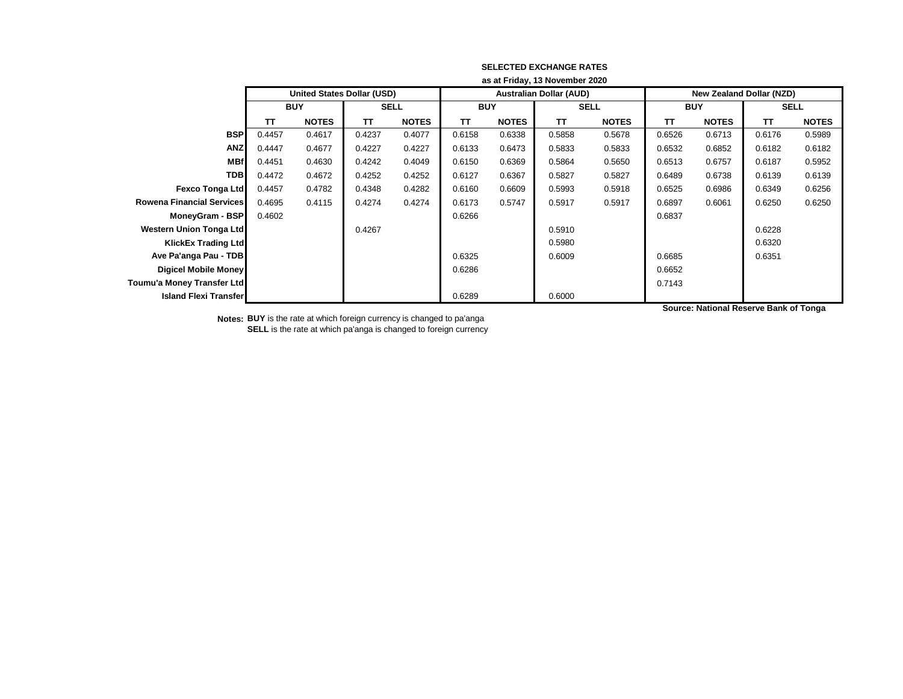**SELECTED EXCHANGE RATES**

**as at Friday, 13 November 2020**

| | United States Dollar (USD) | | | | Australian Dollar (AUD) | | | | New Zealand Dollar (NZD) | | | |
|---|---|---|---|---|---|---|---|---|---|---|---|---|
| | BUY | | SELL | | BUY | | SELL | | BUY | | SELL | |
| | TT | NOTES | TT | NOTES | TT | NOTES | TT | NOTES | TT | NOTES | TT | NOTES |
| **BSP** | 0.4457 | 0.4617 | 0.4237 | 0.4077 | 0.6158 | 0.6338 | 0.5858 | 0.5678 | 0.6526 | 0.6713 | 0.6176 | 0.5989 |
| **ANZ** | 0.4447 | 0.4677 | 0.4227 | 0.4227 | 0.6133 | 0.6473 | 0.5833 | 0.5833 | 0.6532 | 0.6852 | 0.6182 | 0.6182 |
| **MBf** | 0.4451 | 0.4630 | 0.4242 | 0.4049 | 0.6150 | 0.6369 | 0.5864 | 0.5650 | 0.6513 | 0.6757 | 0.6187 | 0.5952 |
| **TDB** | 0.4472 | 0.4672 | 0.4252 | 0.4252 | 0.6127 | 0.6367 | 0.5827 | 0.5827 | 0.6489 | 0.6738 | 0.6139 | 0.6139 |
| **Fexco Tonga Ltd** | 0.4457 | 0.4782 | 0.4348 | 0.4282 | 0.6160 | 0.6609 | 0.5993 | 0.5918 | 0.6525 | 0.6986 | 0.6349 | 0.6256 |
| **Rowena Financial Services** | 0.4695 | 0.4115 | 0.4274 | 0.4274 | 0.6173 | 0.5747 | 0.5917 | 0.5917 | 0.6897 | 0.6061 | 0.6250 | 0.6250 |
| **MoneyGram - BSP** | 0.4602 | | | | 0.6266 | | | | 0.6837 | | | |
| **Western Union Tonga Ltd** | | | 0.4267 | | | | 0.5910 | | | | 0.6228 | |
| **KlickEx Trading Ltd** | | | | | | | 0.5980 | | | | 0.6320 | |
| **Ave Pa'anga Pau - TDB** | | | | | 0.6325 | | 0.6009 | | 0.6685 | | 0.6351 | |
| **Digicel Mobile Money** | | | | | 0.6286 | | | | 0.6652 | | | |
| **Toumu'a Money Transfer Ltd** | | | | | | | | | 0.7143 | | | |
| **Island Flexi Transfer** | | | | | 0.6289 | | 0.6000 | | | | | |

**Source: National Reserve Bank of Tonga**

**Notes:** **BUY** is the rate at which foreign currency is changed to pa'anga
**SELL** is the rate at which pa'anga is changed to foreign currency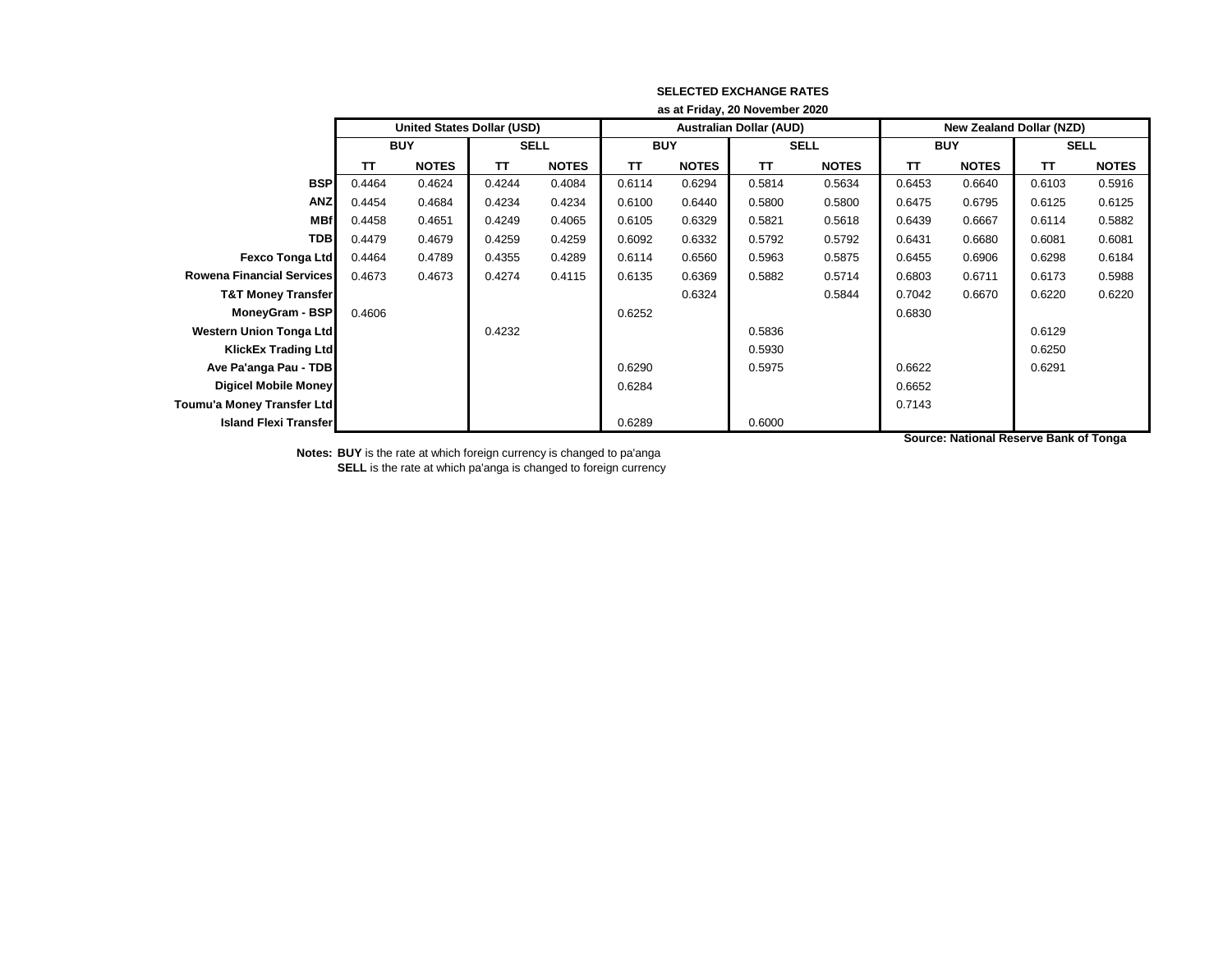**SELECTED EXCHANGE RATES**

**as at Friday, 20 November 2020**

| | United States Dollar (USD) | | | | Australian Dollar (AUD) | | | | New Zealand Dollar (NZD) | | | |
|---|---|---|---|---|---|---|---|---|---|---|---|---|
| | BUY | | SELL | | BUY | | SELL | | BUY | | SELL | |
| | TT | NOTES | TT | NOTES | TT | NOTES | TT | NOTES | TT | NOTES | TT | NOTES |
| **BSP** | 0.4464 | 0.4624 | 0.4244 | 0.4084 | 0.6114 | 0.6294 | 0.5814 | 0.5634 | 0.6453 | 0.6640 | 0.6103 | 0.5916 |
| **ANZ** | 0.4454 | 0.4684 | 0.4234 | 0.4234 | 0.6100 | 0.6440 | 0.5800 | 0.5800 | 0.6475 | 0.6795 | 0.6125 | 0.6125 |
| **MBf** | 0.4458 | 0.4651 | 0.4249 | 0.4065 | 0.6105 | 0.6329 | 0.5821 | 0.5618 | 0.6439 | 0.6667 | 0.6114 | 0.5882 |
| **TDB** | 0.4479 | 0.4679 | 0.4259 | 0.4259 | 0.6092 | 0.6332 | 0.5792 | 0.5792 | 0.6431 | 0.6680 | 0.6081 | 0.6081 |
| **Fexco Tonga Ltd** | 0.4464 | 0.4789 | 0.4355 | 0.4289 | 0.6114 | 0.6560 | 0.5963 | 0.5875 | 0.6455 | 0.6906 | 0.6298 | 0.6184 |
| **Rowena Financial Services** | 0.4673 | 0.4673 | 0.4274 | 0.4115 | 0.6135 | 0.6369 | 0.5882 | 0.5714 | 0.6803 | 0.6711 | 0.6173 | 0.5988 |
| **T&T Money Transfer** | | | | | | 0.6324 | | 0.5844 | 0.7042 | 0.6670 | 0.6220 | 0.6220 |
| **MoneyGram - BSP** | 0.4606 | | | | 0.6252 | | | | 0.6830 | | | |
| **Western Union Tonga Ltd** | | | 0.4232 | | | | 0.5836 | | | | 0.6129 | |
| **KlickEx Trading Ltd** | | | | | | | 0.5930 | | | | 0.6250 | |
| **Ave Pa'anga Pau - TDB** | | | | | 0.6290 | | 0.5975 | | 0.6622 | | 0.6291 | |
| **Digicel Mobile Money** | | | | | 0.6284 | | | | 0.6652 | | | |
| **Toumu'a Money Transfer Ltd** | | | | | | | | | 0.7143 | | | |
| **Island Flexi Transfer** | | | | | 0.6289 | | 0.6000 | | | | | |

**Source: National Reserve Bank of Tonga**

**Notes:** **BUY** is the rate at which foreign currency is changed to pa'anga
**SELL** is the rate at which pa'anga is changed to foreign currency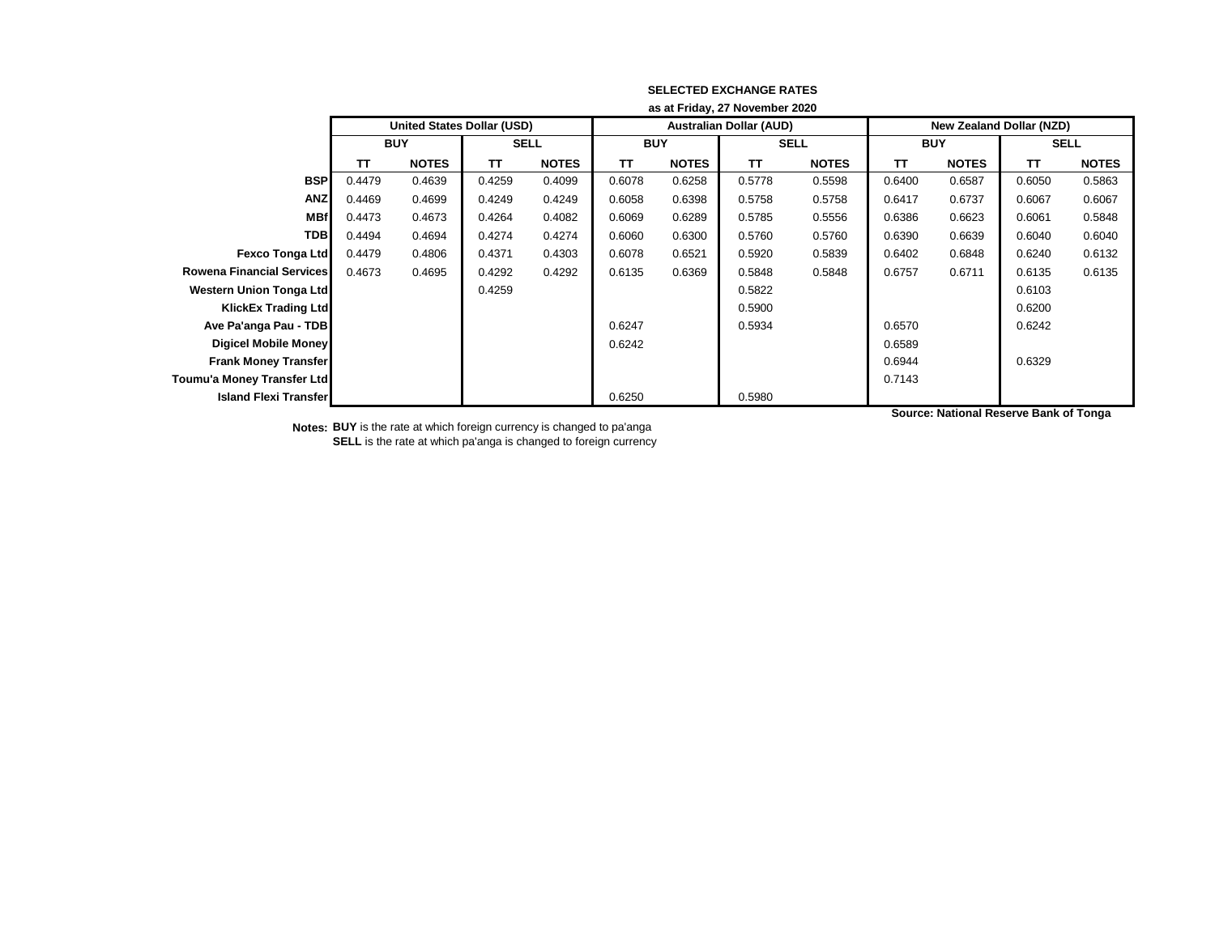**SELECTED EXCHANGE RATES**

**as at Friday, 27 November 2020**

| | United States Dollar (USD) | | | | Australian Dollar (AUD) | | | | New Zealand Dollar (NZD) | | | |
|---|---|---|---|---|---|---|---|---|---|---|---|---|
| | BUY | | SELL | | BUY | | SELL | | BUY | | SELL | |
| | TT | NOTES | TT | NOTES | TT | NOTES | TT | NOTES | TT | NOTES | TT | NOTES |
| **BSP** | 0.4479 | 0.4639 | 0.4259 | 0.4099 | 0.6078 | 0.6258 | 0.5778 | 0.5598 | 0.6400 | 0.6587 | 0.6050 | 0.5863 |
| **ANZ** | 0.4469 | 0.4699 | 0.4249 | 0.4249 | 0.6058 | 0.6398 | 0.5758 | 0.5758 | 0.6417 | 0.6737 | 0.6067 | 0.6067 |
| **MBf** | 0.4473 | 0.4673 | 0.4264 | 0.4082 | 0.6069 | 0.6289 | 0.5785 | 0.5556 | 0.6386 | 0.6623 | 0.6061 | 0.5848 |
| **TDB** | 0.4494 | 0.4694 | 0.4274 | 0.4274 | 0.6060 | 0.6300 | 0.5760 | 0.5760 | 0.6390 | 0.6639 | 0.6040 | 0.6040 |
| **Fexco Tonga Ltd** | 0.4479 | 0.4806 | 0.4371 | 0.4303 | 0.6078 | 0.6521 | 0.5920 | 0.5839 | 0.6402 | 0.6848 | 0.6240 | 0.6132 |
| **Rowena Financial Services** | 0.4673 | 0.4695 | 0.4292 | 0.4292 | 0.6135 | 0.6369 | 0.5848 | 0.5848 | 0.6757 | 0.6711 | 0.6135 | 0.6135 |
| **Western Union Tonga Ltd** | | | 0.4259 | | | | 0.5822 | | | | 0.6103 | |
| **KlickEx Trading Ltd** | | | | | | | 0.5900 | | | | 0.6200 | |
| **Ave Pa'anga Pau - TDB** | | | | | 0.6247 | | 0.5934 | | 0.6570 | | 0.6242 | |
| **Digicel Mobile Money** | | | | | 0.6242 | | | | 0.6589 | | | |
| **Frank Money Transfer** | | | | | | | | | 0.6944 | | 0.6329 | |
| **Toumu'a Money Transfer Ltd** | | | | | | | | | 0.7143 | | | |
| **Island Flexi Transfer** | | | | | 0.6250 | | 0.5980 | | | | | |

**Source: National Reserve Bank of Tonga**

**Notes: BUY** is the rate at which foreign currency is changed to pa'anga
**SELL** is the rate at which pa'anga is changed to foreign currency